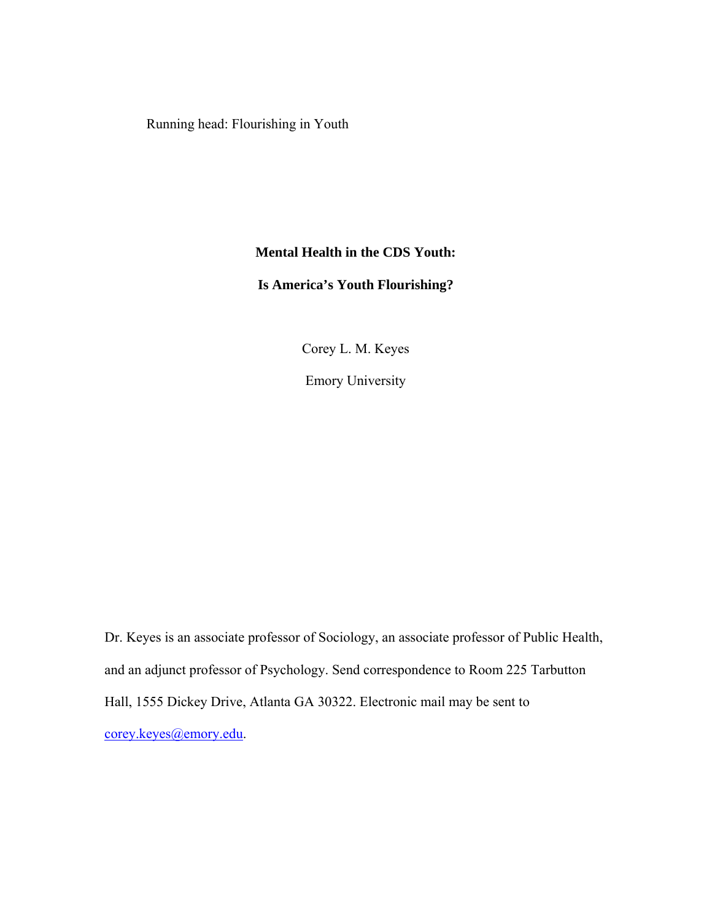Running head: Flourishing in Youth

# Mental Health in the CDS Youth:

# Is America's Youth Flourishing?

Corey L. M. Keyes

Emory University

Dr. Keyes is an associate professor of Sociology, an associate professor of Public Health, and an adjunct professor of Psychology. Send correspondence to Room 225 Tarbutton Hall, 1555 Dickey Drive, Atlanta GA 30322. Electronic mail may be sent to corey.keyes@emory.edu.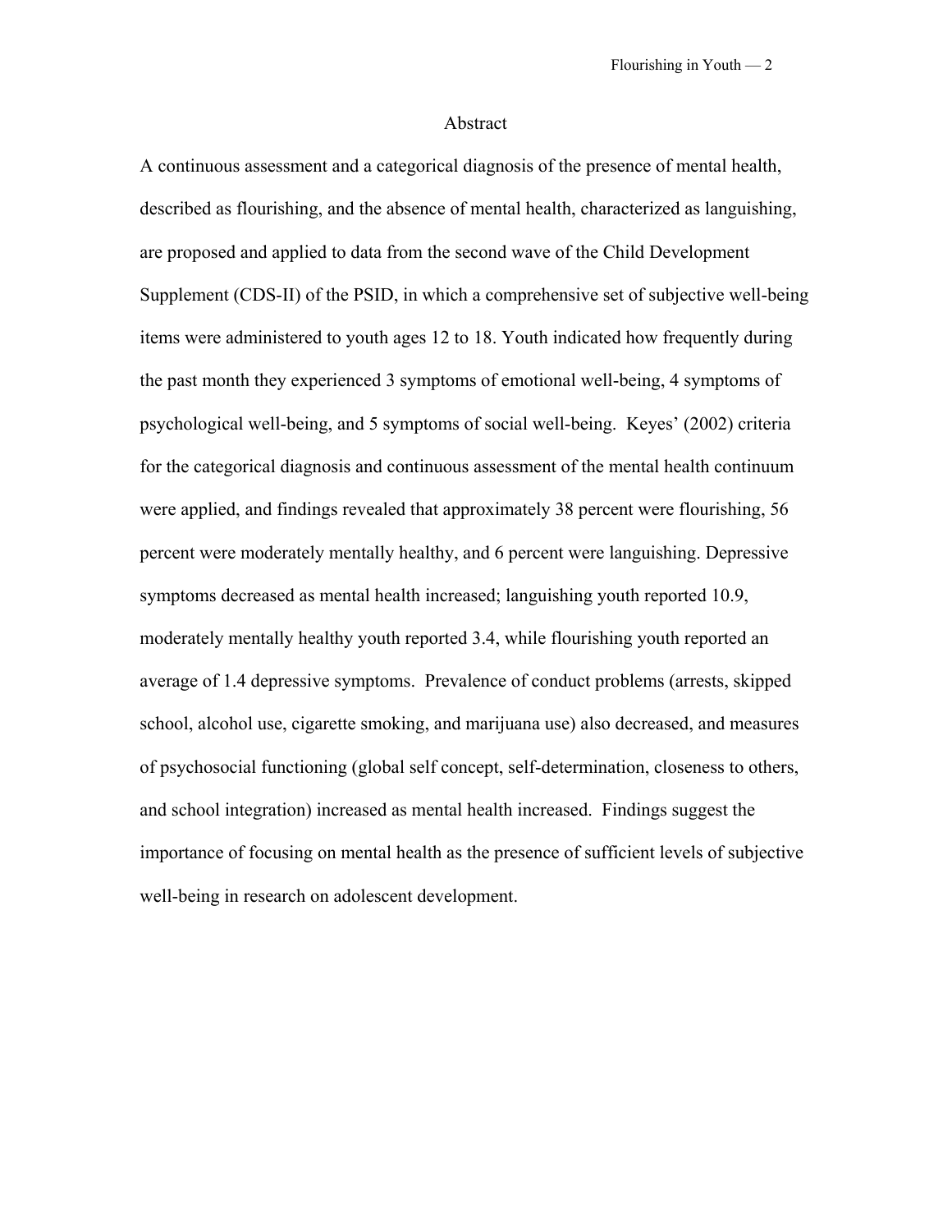## Abstract

A continuous assessment and a categorical diagnosis of the presence of mental health, described as flourishing, and the absence of mental health, characterized as languishing, are proposed and applied to data from the second wave of the Child Development Supplement (CDS-II) of the PSID, in which a comprehensive set of subjective well-being items were administered to youth ages 12 to 18. Youth indicated how frequently during the past month they experienced 3 symptoms of emotional well-being, 4 symptoms of psychological well-being, and 5 symptoms of social well-being. Keyes' (2002) criteria for the categorical diagnosis and continuous assessment of the mental health continuum were applied, and findings revealed that approximately 38 percent were flourishing, 56 percent were moderately mentally healthy, and 6 percent were languishing. Depressive symptoms decreased as mental health increased; languishing youth reported 10.9, moderately mentally healthy youth reported 3.4, while flourishing youth reported an average of 1.4 depressive symptoms. Prevalence of conduct problems (arrests, skipped school, alcohol use, cigarette smoking, and marijuana use) also decreased, and measures of psychosocial functioning (global self concept, self-determination, closeness to others, and school integration) increased as mental health increased. Findings suggest the importance of focusing on mental health as the presence of sufficient levels of subjective well-being in research on adolescent development.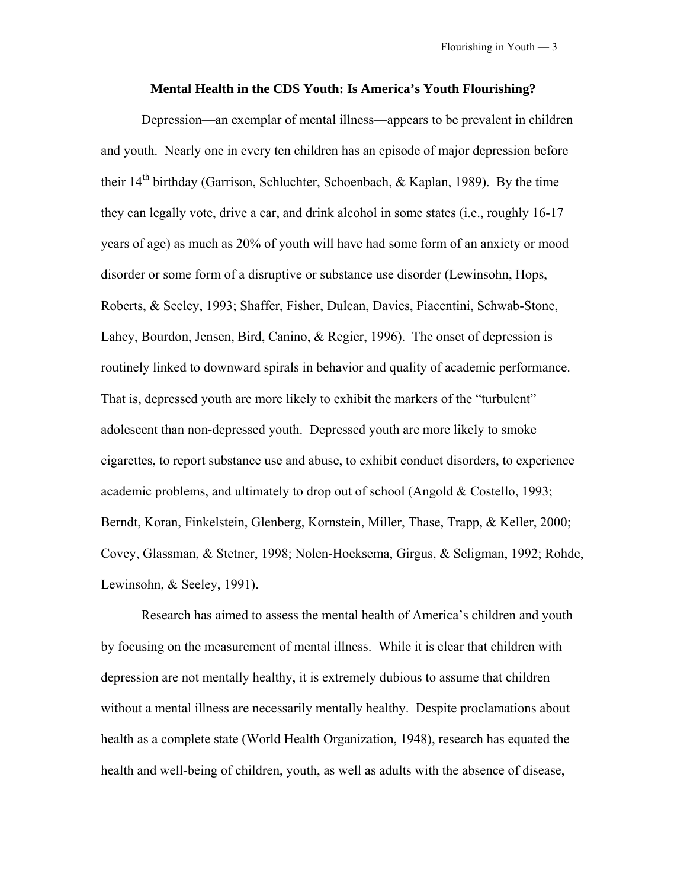## Mental Health in the CDS Youth: Is America's Youth Flourishing?

Depression—an exemplar of mental illness—appears to be prevalent in children and youth. Nearly one in every ten children has an episode of major depression before their 14th birthday (Garrison, Schluchter, Schoenbach, & Kaplan, 1989). By the time they can legally vote, drive a car, and drink alcohol in some states (i.e., roughly 16-17 years of age) as much as 20% of youth will have had some form of an anxiety or mood disorder or some form of a disruptive or substance use disorder (Lewinsohn, Hops, Roberts, & Seeley, 1993; Shaffer, Fisher, Dulcan, Davies, Piacentini, Schwab-Stone, Lahey, Bourdon, Jensen, Bird, Canino, & Regier, 1996). The onset of depression is routinely linked to downward spirals in behavior and quality of academic performance. That is, depressed youth are more likely to exhibit the markers of the "turbulent" adolescent than non-depressed youth. Depressed youth are more likely to smoke cigarettes, to report substance use and abuse, to exhibit conduct disorders, to experience academic problems, and ultimately to drop out of school (Angold & Costello, 1993; Berndt, Koran, Finkelstein, Glenberg, Kornstein, Miller, Thase, Trapp, & Keller, 2000; Covey, Glassman, & Stetner, 1998; Nolen-Hoeksema, Girgus, & Seligman, 1992; Rohde, Lewinsohn, & Seeley, 1991).

Research has aimed to assess the mental health of America's children and youth by focusing on the measurement of mental illness. While it is clear that children with depression are not mentally healthy, it is extremely dubious to assume that children without a mental illness are necessarily mentally healthy. Despite proclamations about health as a complete state (World Health Organization, 1948), research has equated the health and well-being of children, youth, as well as adults with the absence of disease,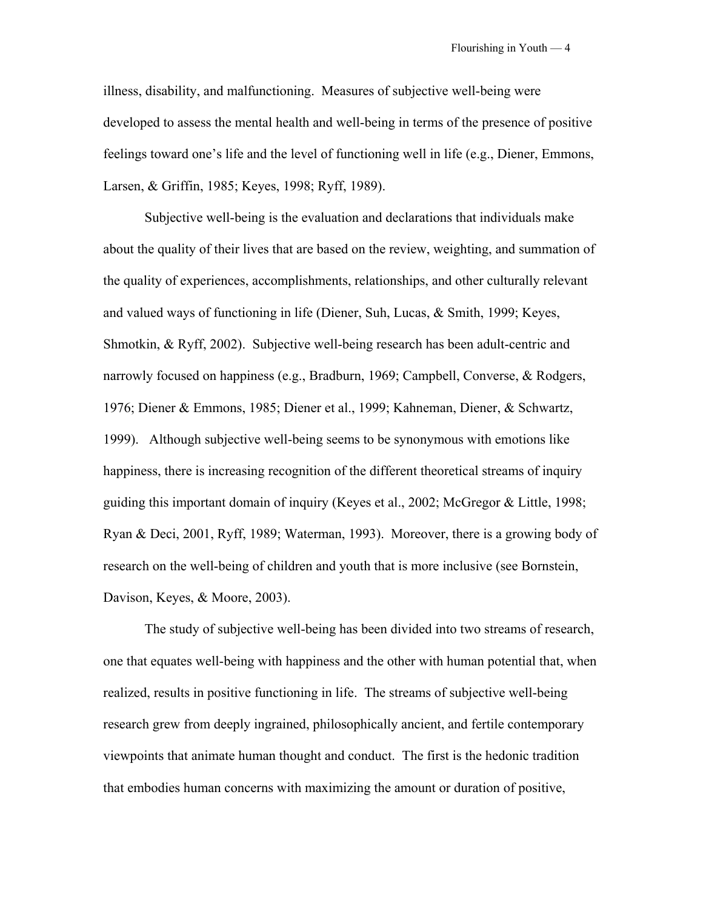illness, disability, and malfunctioning. Measures of subjective well-being were developed to assess the mental health and well-being in terms of the presence of positive feelings toward one's life and the level of functioning well in life (e.g., Diener, Emmons, Larsen, & Griffin, 1985; Keyes, 1998; Ryff, 1989).

Subjective well-being is the evaluation and declarations that individuals make about the quality of their lives that are based on the review, weighting, and summation of the quality of experiences, accomplishments, relationships, and other culturally relevant and valued ways of functioning in life (Diener, Suh, Lucas, & Smith, 1999; Keyes, Shmotkin, & Ryff, 2002). Subjective well-being research has been adult-centric and narrowly focused on happiness (e.g., Bradburn, 1969; Campbell, Converse, & Rodgers, 1976; Diener & Emmons, 1985; Diener et al., 1999; Kahneman, Diener, & Schwartz, 1999). Although subjective well-being seems to be synonymous with emotions like happiness, there is increasing recognition of the different theoretical streams of inquiry guiding this important domain of inquiry (Keyes et al., 2002; McGregor & Little, 1998; Ryan & Deci, 2001, Ryff, 1989; Waterman, 1993). Moreover, there is a growing body of research on the well-being of children and youth that is more inclusive (see Bornstein, Davison, Keyes, & Moore, 2003).

The study of subjective well-being has been divided into two streams of research, one that equates well-being with happiness and the other with human potential that, when realized, results in positive functioning in life. The streams of subjective well-being research grew from deeply ingrained, philosophically ancient, and fertile contemporary viewpoints that animate human thought and conduct. The first is the hedonic tradition that embodies human concerns with maximizing the amount or duration of positive,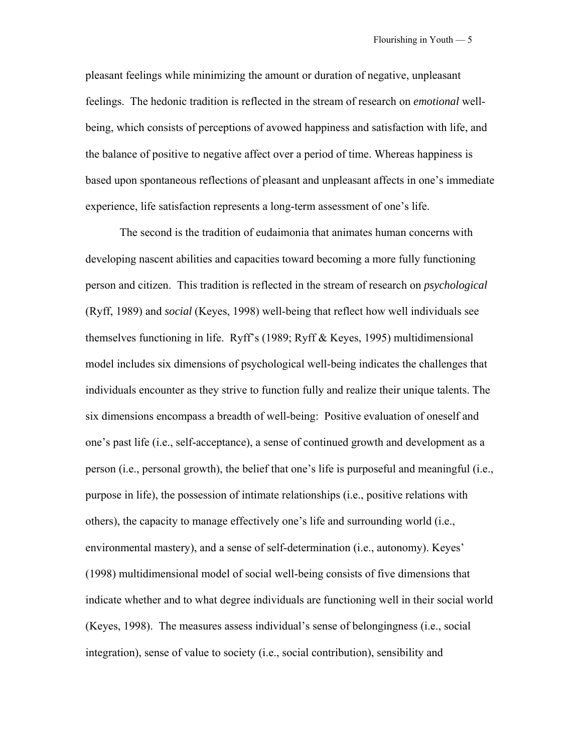pleasant feelings while minimizing the amount or duration of negative, unpleasant feelings. The hedonic tradition is reflected in the stream of research on *emotional* well-being, which consists of perceptions of avowed happiness and satisfaction with life, and the balance of positive to negative affect over a period of time. Whereas happiness is based upon spontaneous reflections of pleasant and unpleasant affects in one's immediate experience, life satisfaction represents a long-term assessment of one's life.

The second is the tradition of eudaimonia that animates human concerns with developing nascent abilities and capacities toward becoming a more fully functioning person and citizen. This tradition is reflected in the stream of research on *psychological* (Ryff, 1989) and *social* (Keyes, 1998) well-being that reflect how well individuals see themselves functioning in life. Ryff's (1989; Ryff & Keyes, 1995) multidimensional model includes six dimensions of psychological well-being indicates the challenges that individuals encounter as they strive to function fully and realize their unique talents. The six dimensions encompass a breadth of well-being: Positive evaluation of oneself and one's past life (i.e., self-acceptance), a sense of continued growth and development as a person (i.e., personal growth), the belief that one's life is purposeful and meaningful (i.e., purpose in life), the possession of intimate relationships (i.e., positive relations with others), the capacity to manage effectively one's life and surrounding world (i.e., environmental mastery), and a sense of self-determination (i.e., autonomy). Keyes' (1998) multidimensional model of social well-being consists of five dimensions that indicate whether and to what degree individuals are functioning well in their social world (Keyes, 1998). The measures assess individual's sense of belongingness (i.e., social integration), sense of value to society (i.e., social contribution), sensibility and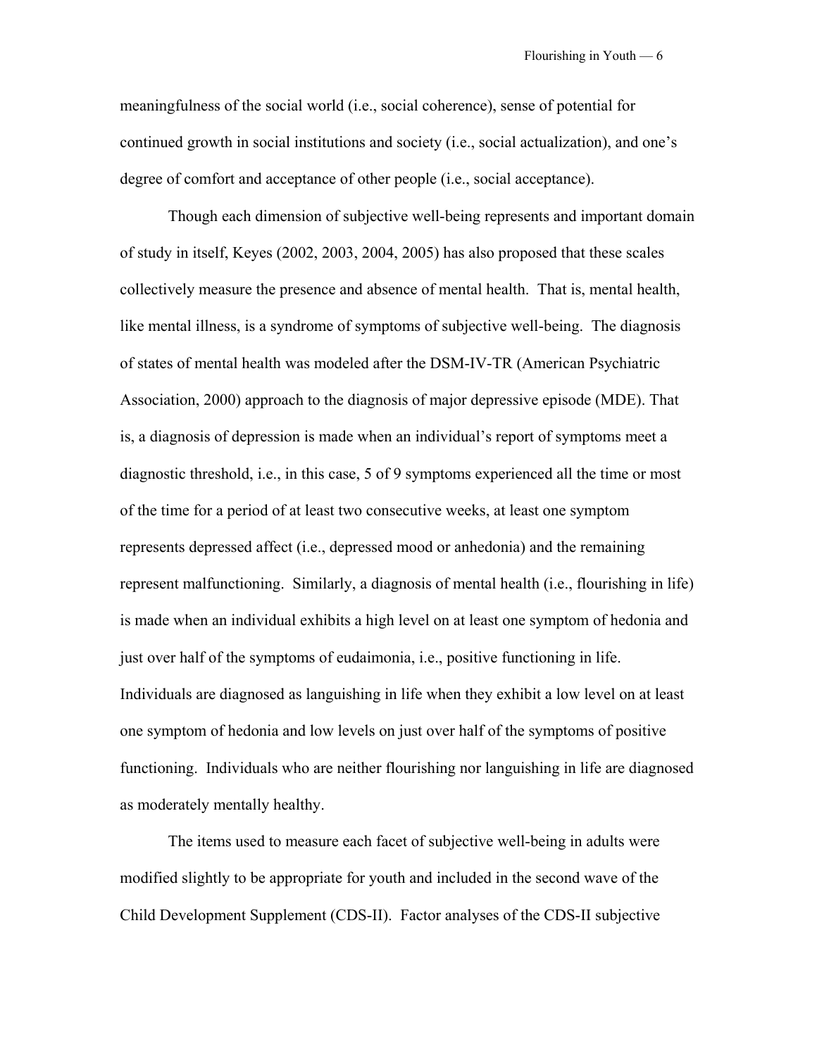meaningfulness of the social world (i.e., social coherence), sense of potential for continued growth in social institutions and society (i.e., social actualization), and one's degree of comfort and acceptance of other people (i.e., social acceptance).

Though each dimension of subjective well-being represents and important domain of study in itself, Keyes (2002, 2003, 2004, 2005) has also proposed that these scales collectively measure the presence and absence of mental health. That is, mental health, like mental illness, is a syndrome of symptoms of subjective well-being. The diagnosis of states of mental health was modeled after the DSM-IV-TR (American Psychiatric Association, 2000) approach to the diagnosis of major depressive episode (MDE). That is, a diagnosis of depression is made when an individual's report of symptoms meet a diagnostic threshold, i.e., in this case, 5 of 9 symptoms experienced all the time or most of the time for a period of at least two consecutive weeks, at least one symptom represents depressed affect (i.e., depressed mood or anhedonia) and the remaining represent malfunctioning. Similarly, a diagnosis of mental health (i.e., flourishing in life) is made when an individual exhibits a high level on at least one symptom of hedonia and just over half of the symptoms of eudaimonia, i.e., positive functioning in life. Individuals are diagnosed as languishing in life when they exhibit a low level on at least one symptom of hedonia and low levels on just over half of the symptoms of positive functioning. Individuals who are neither flourishing nor languishing in life are diagnosed as moderately mentally healthy.

The items used to measure each facet of subjective well-being in adults were modified slightly to be appropriate for youth and included in the second wave of the Child Development Supplement (CDS-II). Factor analyses of the CDS-II subjective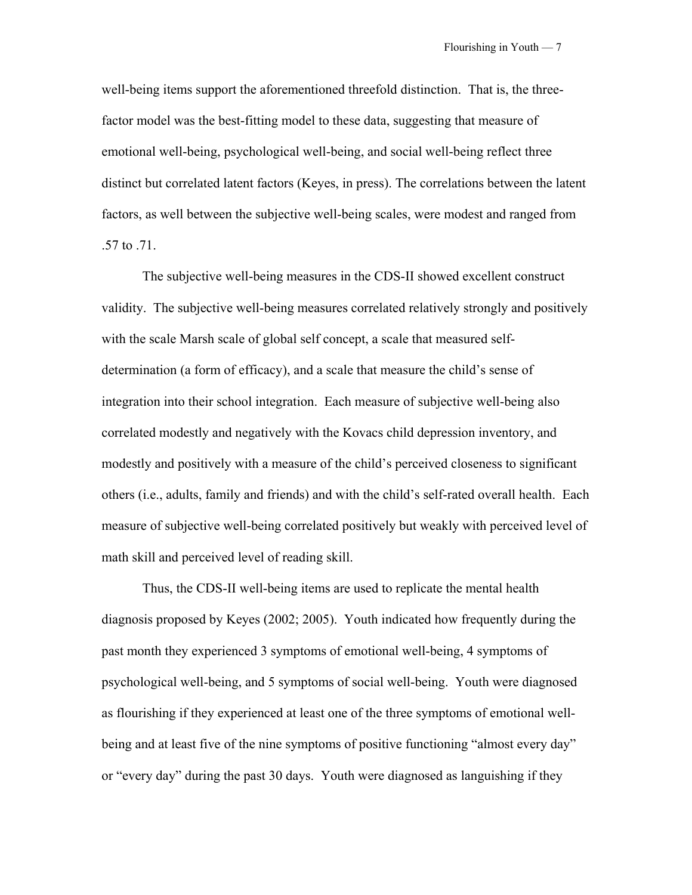well-being items support the aforementioned threefold distinction. That is, the three-factor model was the best-fitting model to these data, suggesting that measure of emotional well-being, psychological well-being, and social well-being reflect three distinct but correlated latent factors (Keyes, in press). The correlations between the latent factors, as well between the subjective well-being scales, were modest and ranged from .57 to .71.

The subjective well-being measures in the CDS-II showed excellent construct validity. The subjective well-being measures correlated relatively strongly and positively with the scale Marsh scale of global self concept, a scale that measured self-determination (a form of efficacy), and a scale that measure the child's sense of integration into their school integration. Each measure of subjective well-being also correlated modestly and negatively with the Kovacs child depression inventory, and modestly and positively with a measure of the child's perceived closeness to significant others (i.e., adults, family and friends) and with the child's self-rated overall health. Each measure of subjective well-being correlated positively but weakly with perceived level of math skill and perceived level of reading skill.

Thus, the CDS-II well-being items are used to replicate the mental health diagnosis proposed by Keyes (2002; 2005). Youth indicated how frequently during the past month they experienced 3 symptoms of emotional well-being, 4 symptoms of psychological well-being, and 5 symptoms of social well-being. Youth were diagnosed as flourishing if they experienced at least one of the three symptoms of emotional well-being and at least five of the nine symptoms of positive functioning "almost every day" or "every day" during the past 30 days. Youth were diagnosed as languishing if they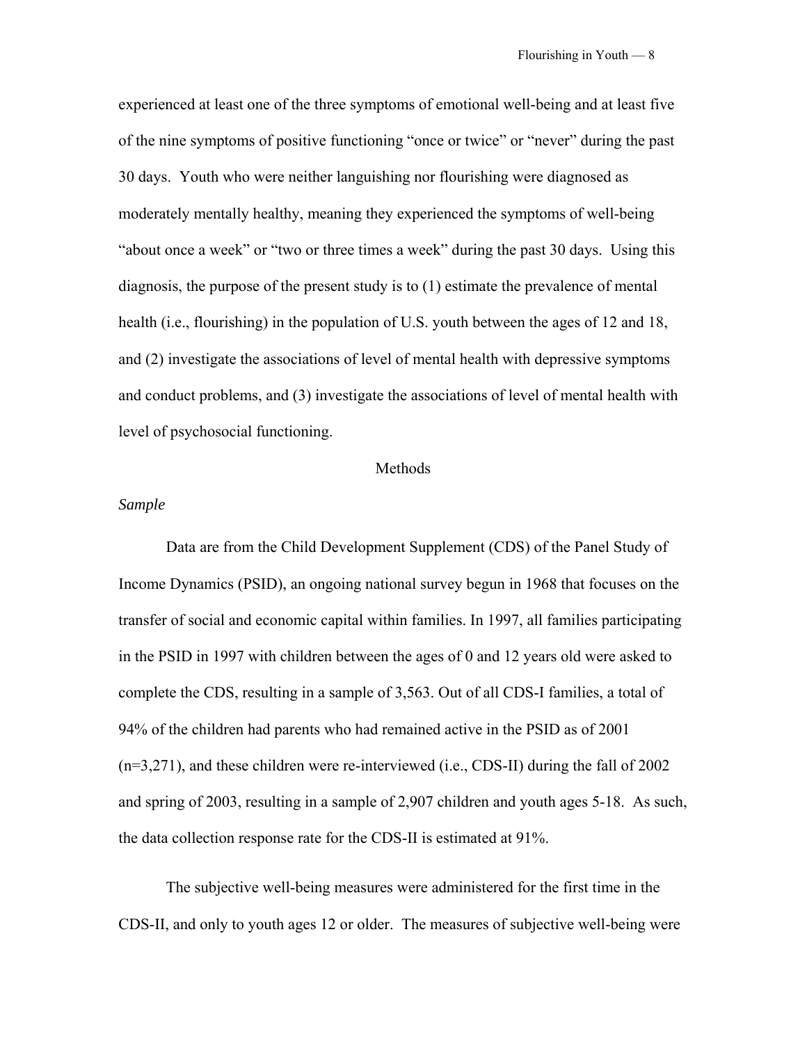experienced at least one of the three symptoms of emotional well-being and at least five of the nine symptoms of positive functioning "once or twice" or "never" during the past 30 days. Youth who were neither languishing nor flourishing were diagnosed as moderately mentally healthy, meaning they experienced the symptoms of well-being "about once a week" or "two or three times a week" during the past 30 days. Using this diagnosis, the purpose of the present study is to (1) estimate the prevalence of mental health (i.e., flourishing) in the population of U.S. youth between the ages of 12 and 18, and (2) investigate the associations of level of mental health with depressive symptoms and conduct problems, and (3) investigate the associations of level of mental health with level of psychosocial functioning.

## Methods

### *Sample*

Data are from the Child Development Supplement (CDS) of the Panel Study of Income Dynamics (PSID), an ongoing national survey begun in 1968 that focuses on the transfer of social and economic capital within families. In 1997, all families participating in the PSID in 1997 with children between the ages of 0 and 12 years old were asked to complete the CDS, resulting in a sample of 3,563. Out of all CDS-I families, a total of 94% of the children had parents who had remained active in the PSID as of 2001 (n=3,271), and these children were re-interviewed (i.e., CDS-II) during the fall of 2002 and spring of 2003, resulting in a sample of 2,907 children and youth ages 5-18. As such, the data collection response rate for the CDS-II is estimated at 91%.

The subjective well-being measures were administered for the first time in the CDS-II, and only to youth ages 12 or older. The measures of subjective well-being were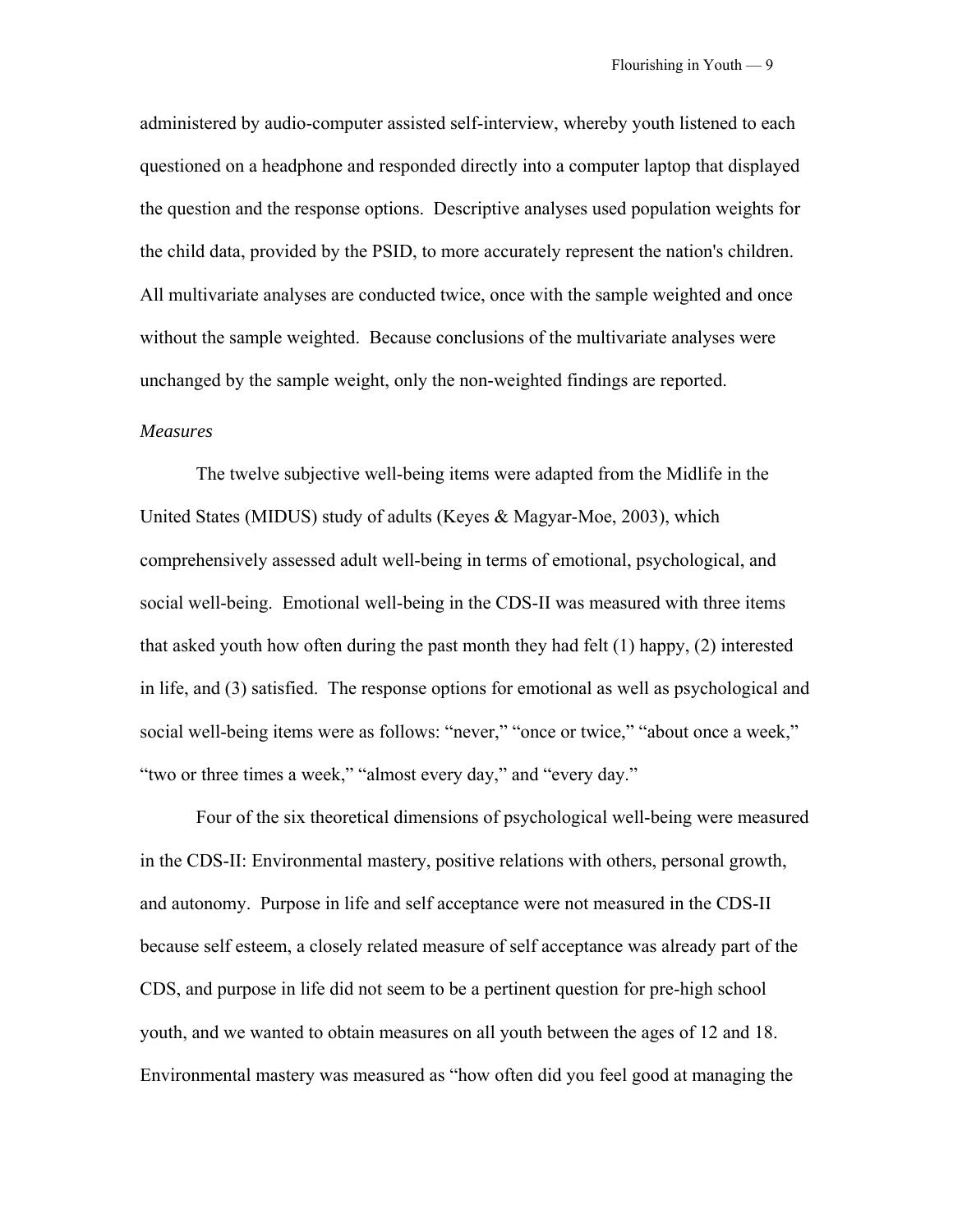administered by audio-computer assisted self-interview, whereby youth listened to each questioned on a headphone and responded directly into a computer laptop that displayed the question and the response options. Descriptive analyses used population weights for the child data, provided by the PSID, to more accurately represent the nation's children. All multivariate analyses are conducted twice, once with the sample weighted and once without the sample weighted. Because conclusions of the multivariate analyses were unchanged by the sample weight, only the non-weighted findings are reported.

*Measures*

The twelve subjective well-being items were adapted from the Midlife in the United States (MIDUS) study of adults (Keyes & Magyar-Moe, 2003), which comprehensively assessed adult well-being in terms of emotional, psychological, and social well-being. Emotional well-being in the CDS-II was measured with three items that asked youth how often during the past month they had felt (1) happy, (2) interested in life, and (3) satisfied. The response options for emotional as well as psychological and social well-being items were as follows: "never," "once or twice," "about once a week," "two or three times a week," "almost every day," and "every day."

Four of the six theoretical dimensions of psychological well-being were measured in the CDS-II: Environmental mastery, positive relations with others, personal growth, and autonomy. Purpose in life and self acceptance were not measured in the CDS-II because self esteem, a closely related measure of self acceptance was already part of the CDS, and purpose in life did not seem to be a pertinent question for pre-high school youth, and we wanted to obtain measures on all youth between the ages of 12 and 18. Environmental mastery was measured as "how often did you feel good at managing the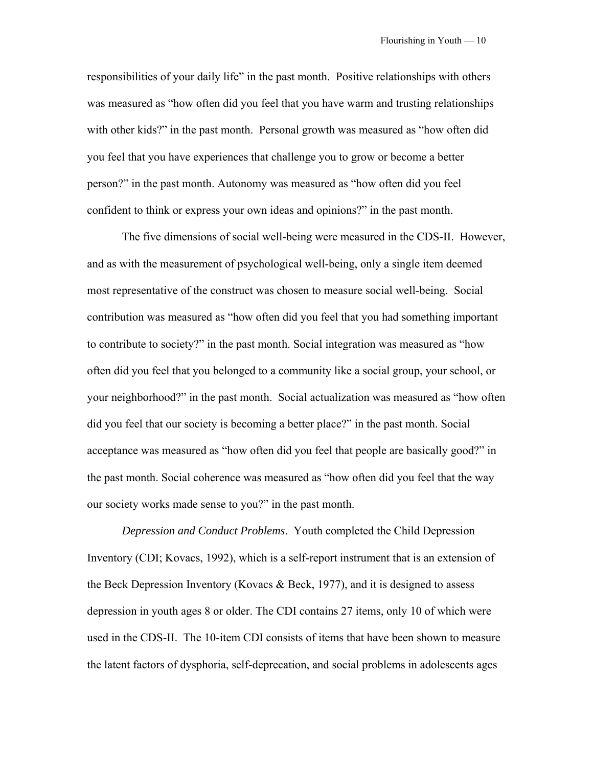responsibilities of your daily life" in the past month. Positive relationships with others was measured as "how often did you feel that you have warm and trusting relationships with other kids?" in the past month. Personal growth was measured as "how often did you feel that you have experiences that challenge you to grow or become a better person?" in the past month. Autonomy was measured as "how often did you feel confident to think or express your own ideas and opinions?" in the past month.

The five dimensions of social well-being were measured in the CDS-II. However, and as with the measurement of psychological well-being, only a single item deemed most representative of the construct was chosen to measure social well-being. Social contribution was measured as "how often did you feel that you had something important to contribute to society?" in the past month. Social integration was measured as "how often did you feel that you belonged to a community like a social group, your school, or your neighborhood?" in the past month. Social actualization was measured as "how often did you feel that our society is becoming a better place?" in the past month. Social acceptance was measured as "how often did you feel that people are basically good?" in the past month. Social coherence was measured as "how often did you feel that the way our society works made sense to you?" in the past month.

*Depression and Conduct Problems*. Youth completed the Child Depression Inventory (CDI; Kovacs, 1992), which is a self-report instrument that is an extension of the Beck Depression Inventory (Kovacs & Beck, 1977), and it is designed to assess depression in youth ages 8 or older. The CDI contains 27 items, only 10 of which were used in the CDS-II. The 10-item CDI consists of items that have been shown to measure the latent factors of dysphoria, self-deprecation, and social problems in adolescents ages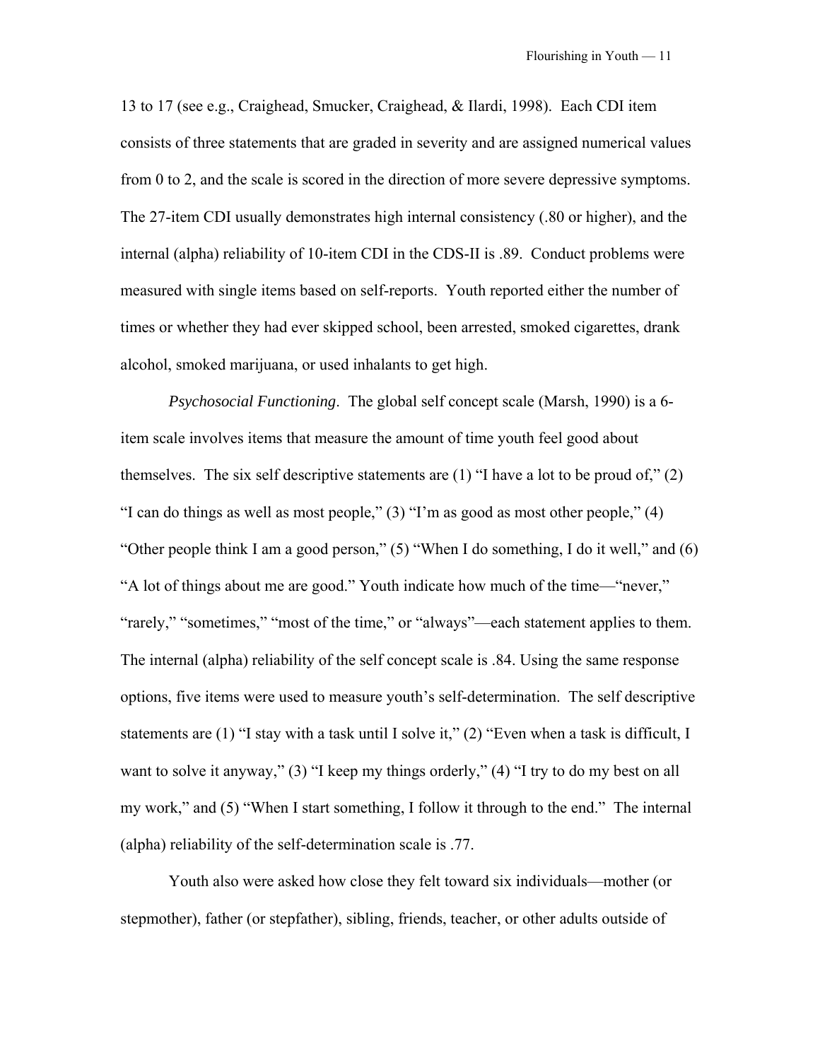13 to 17 (see e.g., Craighead, Smucker, Craighead, & Ilardi, 1998). Each CDI item consists of three statements that are graded in severity and are assigned numerical values from 0 to 2, and the scale is scored in the direction of more severe depressive symptoms. The 27-item CDI usually demonstrates high internal consistency (.80 or higher), and the internal (alpha) reliability of 10-item CDI in the CDS-II is .89. Conduct problems were measured with single items based on self-reports. Youth reported either the number of times or whether they had ever skipped school, been arrested, smoked cigarettes, drank alcohol, smoked marijuana, or used inhalants to get high.

*Psychosocial Functioning*. The global self concept scale (Marsh, 1990) is a 6-item scale involves items that measure the amount of time youth feel good about themselves. The six self descriptive statements are (1) "I have a lot to be proud of," (2) "I can do things as well as most people," (3) "I'm as good as most other people," (4) "Other people think I am a good person," (5) "When I do something, I do it well," and (6) "A lot of things about me are good." Youth indicate how much of the time—"never," "rarely," "sometimes," "most of the time," or "always"—each statement applies to them. The internal (alpha) reliability of the self concept scale is .84. Using the same response options, five items were used to measure youth's self-determination. The self descriptive statements are (1) "I stay with a task until I solve it," (2) "Even when a task is difficult, I want to solve it anyway," (3) "I keep my things orderly," (4) "I try to do my best on all my work," and (5) "When I start something, I follow it through to the end." The internal (alpha) reliability of the self-determination scale is .77.

Youth also were asked how close they felt toward six individuals—mother (or stepmother), father (or stepfather), sibling, friends, teacher, or other adults outside of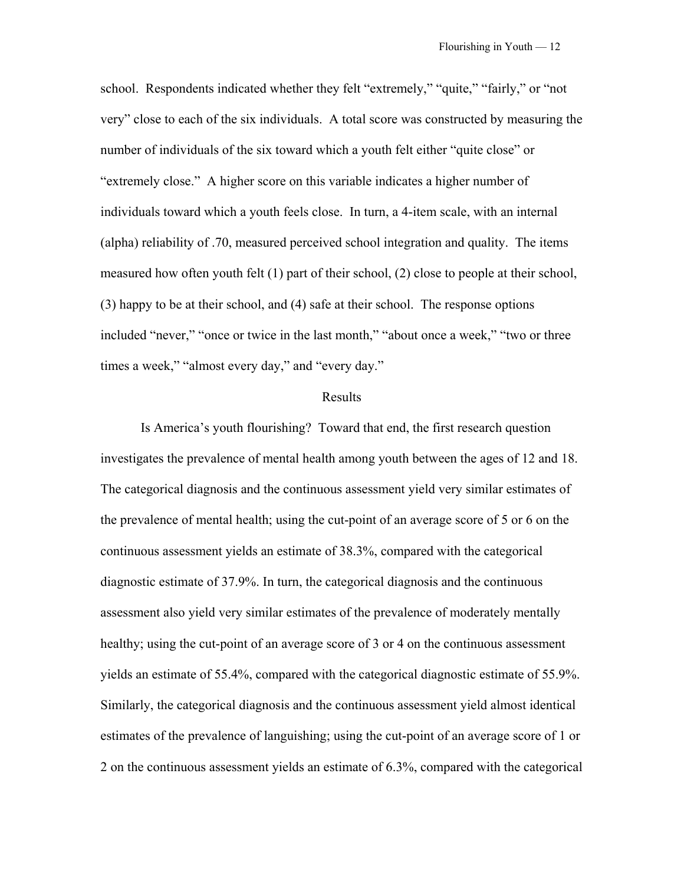school. Respondents indicated whether they felt “extremely,” “quite,” “fairly,” or “not very” close to each of the six individuals. A total score was constructed by measuring the number of individuals of the six toward which a youth felt either “quite close” or “extremely close.” A higher score on this variable indicates a higher number of individuals toward which a youth feels close. In turn, a 4-item scale, with an internal (alpha) reliability of .70, measured perceived school integration and quality. The items measured how often youth felt (1) part of their school, (2) close to people at their school, (3) happy to be at their school, and (4) safe at their school. The response options included “never,” “once or twice in the last month,” “about once a week,” “two or three times a week,” “almost every day,” and “every day.”

## Results

Is America’s youth flourishing? Toward that end, the first research question investigates the prevalence of mental health among youth between the ages of 12 and 18. The categorical diagnosis and the continuous assessment yield very similar estimates of the prevalence of mental health; using the cut-point of an average score of 5 or 6 on the continuous assessment yields an estimate of 38.3%, compared with the categorical diagnostic estimate of 37.9%. In turn, the categorical diagnosis and the continuous assessment also yield very similar estimates of the prevalence of moderately mentally healthy; using the cut-point of an average score of 3 or 4 on the continuous assessment yields an estimate of 55.4%, compared with the categorical diagnostic estimate of 55.9%. Similarly, the categorical diagnosis and the continuous assessment yield almost identical estimates of the prevalence of languishing; using the cut-point of an average score of 1 or 2 on the continuous assessment yields an estimate of 6.3%, compared with the categorical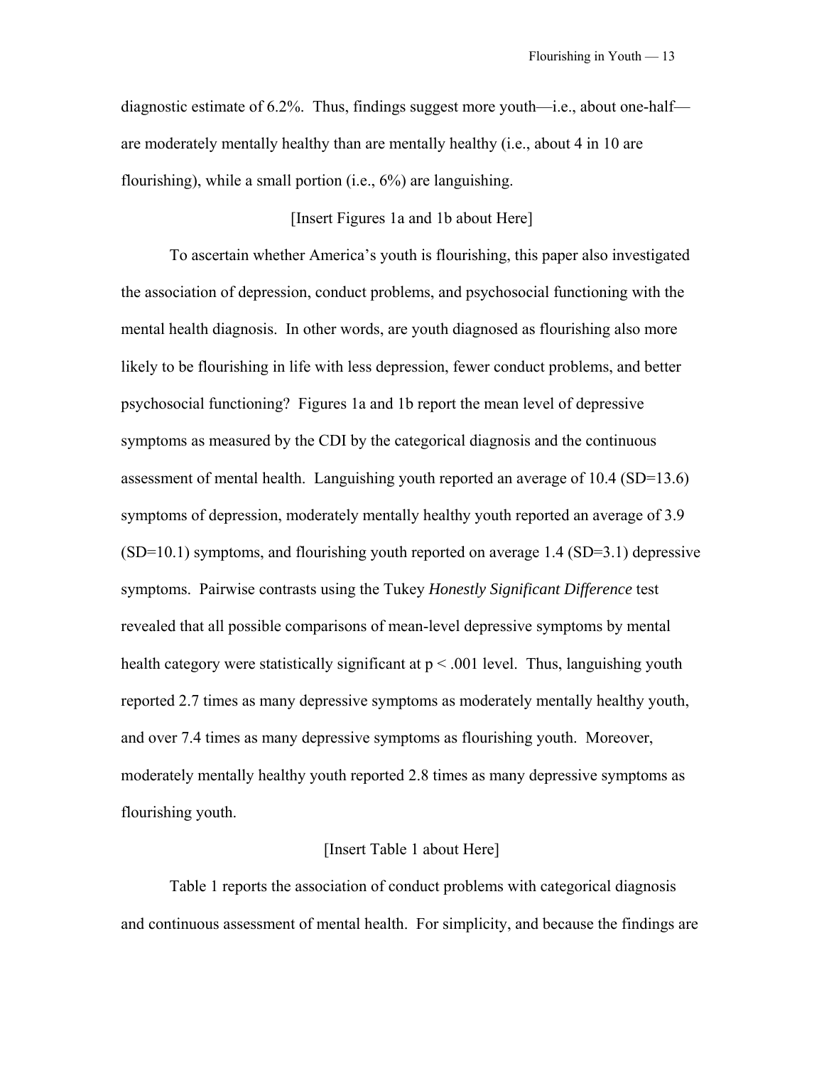diagnostic estimate of 6.2%. Thus, findings suggest more youth—i.e., about one-half—are moderately mentally healthy than are mentally healthy (i.e., about 4 in 10 are flourishing), while a small portion (i.e., 6%) are languishing.

[Insert Figures 1a and 1b about Here]

To ascertain whether America's youth is flourishing, this paper also investigated the association of depression, conduct problems, and psychosocial functioning with the mental health diagnosis. In other words, are youth diagnosed as flourishing also more likely to be flourishing in life with less depression, fewer conduct problems, and better psychosocial functioning? Figures 1a and 1b report the mean level of depressive symptoms as measured by the CDI by the categorical diagnosis and the continuous assessment of mental health. Languishing youth reported an average of 10.4 (SD=13.6) symptoms of depression, moderately mentally healthy youth reported an average of 3.9 (SD=10.1) symptoms, and flourishing youth reported on average 1.4 (SD=3.1) depressive symptoms. Pairwise contrasts using the Tukey *Honestly Significant Difference* test revealed that all possible comparisons of mean-level depressive symptoms by mental health category were statistically significant at $p < .001$ level. Thus, languishing youth reported 2.7 times as many depressive symptoms as moderately mentally healthy youth, and over 7.4 times as many depressive symptoms as flourishing youth. Moreover, moderately mentally healthy youth reported 2.8 times as many depressive symptoms as flourishing youth.

[Insert Table 1 about Here]

Table 1 reports the association of conduct problems with categorical diagnosis and continuous assessment of mental health. For simplicity, and because the findings are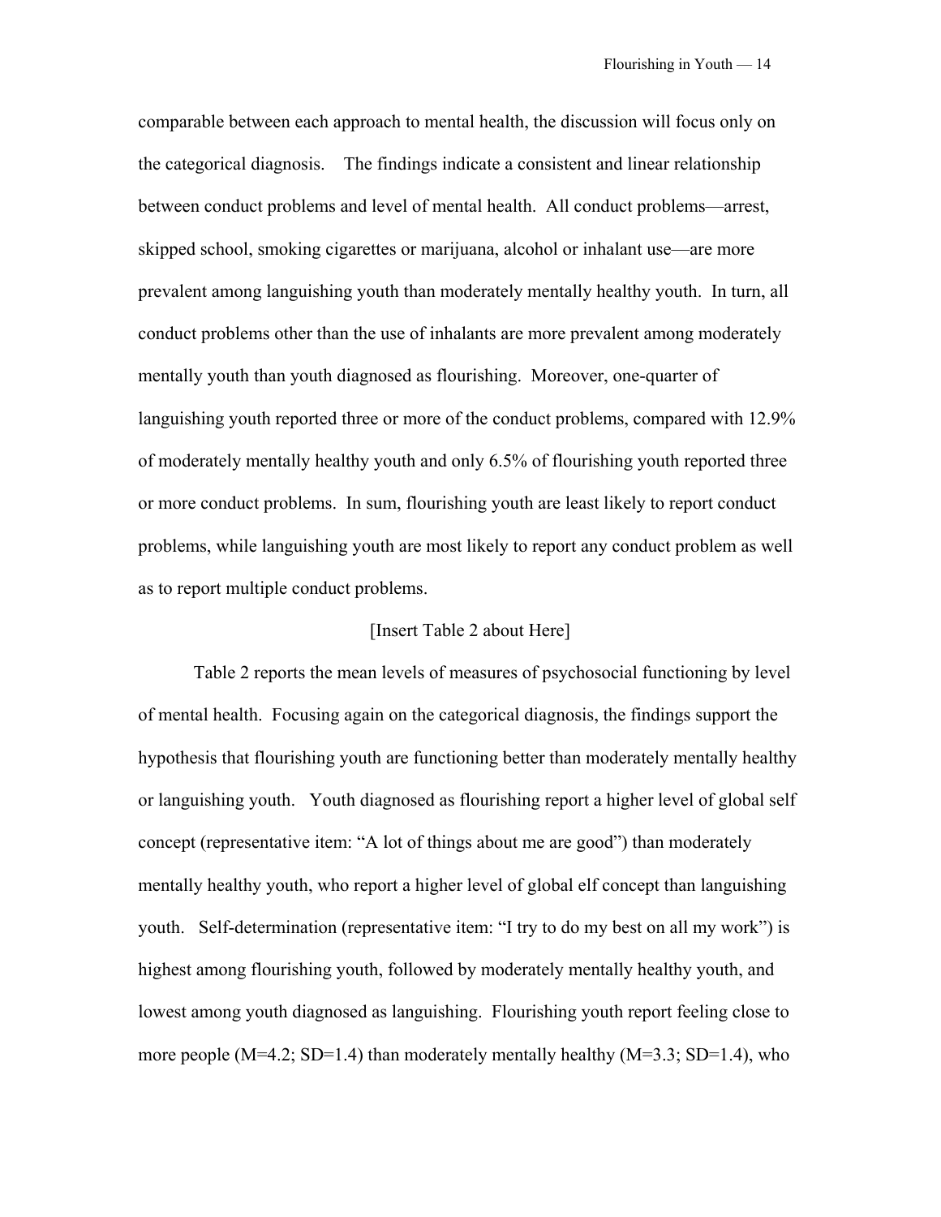comparable between each approach to mental health, the discussion will focus only on the categorical diagnosis. The findings indicate a consistent and linear relationship between conduct problems and level of mental health. All conduct problems—arrest, skipped school, smoking cigarettes or marijuana, alcohol or inhalant use—are more prevalent among languishing youth than moderately mentally healthy youth. In turn, all conduct problems other than the use of inhalants are more prevalent among moderately mentally youth than youth diagnosed as flourishing. Moreover, one-quarter of languishing youth reported three or more of the conduct problems, compared with 12.9% of moderately mentally healthy youth and only 6.5% of flourishing youth reported three or more conduct problems. In sum, flourishing youth are least likely to report conduct problems, while languishing youth are most likely to report any conduct problem as well as to report multiple conduct problems.

[Insert Table 2 about Here]

Table 2 reports the mean levels of measures of psychosocial functioning by level of mental health. Focusing again on the categorical diagnosis, the findings support the hypothesis that flourishing youth are functioning better than moderately mentally healthy or languishing youth. Youth diagnosed as flourishing report a higher level of global self concept (representative item: "A lot of things about me are good") than moderately mentally healthy youth, who report a higher level of global elf concept than languishing youth. Self-determination (representative item: "I try to do my best on all my work") is highest among flourishing youth, followed by moderately mentally healthy youth, and lowest among youth diagnosed as languishing. Flourishing youth report feeling close to more people (M=4.2; SD=1.4) than moderately mentally healthy (M=3.3; SD=1.4), who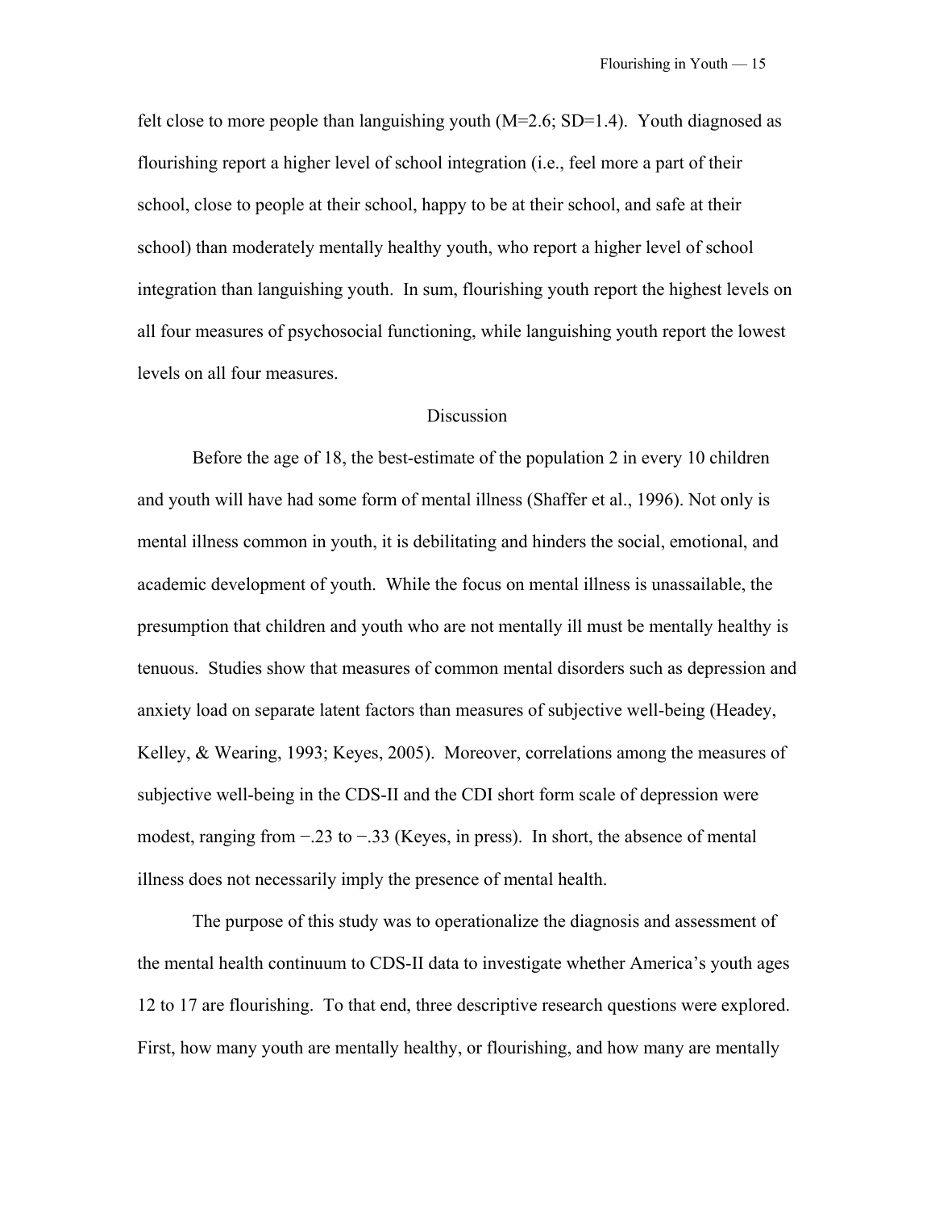felt close to more people than languishing youth (M=2.6; SD=1.4). Youth diagnosed as flourishing report a higher level of school integration (i.e., feel more a part of their school, close to people at their school, happy to be at their school, and safe at their school) than moderately mentally healthy youth, who report a higher level of school integration than languishing youth. In sum, flourishing youth report the highest levels on all four measures of psychosocial functioning, while languishing youth report the lowest levels on all four measures.

## Discussion

Before the age of 18, the best-estimate of the population 2 in every 10 children and youth will have had some form of mental illness (Shaffer et al., 1996). Not only is mental illness common in youth, it is debilitating and hinders the social, emotional, and academic development of youth. While the focus on mental illness is unassailable, the presumption that children and youth who are not mentally ill must be mentally healthy is tenuous. Studies show that measures of common mental disorders such as depression and anxiety load on separate latent factors than measures of subjective well-being (Headey, Kelley, & Wearing, 1993; Keyes, 2005). Moreover, correlations among the measures of subjective well-being in the CDS-II and the CDI short form scale of depression were modest, ranging from −.23 to −.33 (Keyes, in press). In short, the absence of mental illness does not necessarily imply the presence of mental health.

The purpose of this study was to operationalize the diagnosis and assessment of the mental health continuum to CDS-II data to investigate whether America's youth ages 12 to 17 are flourishing. To that end, three descriptive research questions were explored. First, how many youth are mentally healthy, or flourishing, and how many are mentally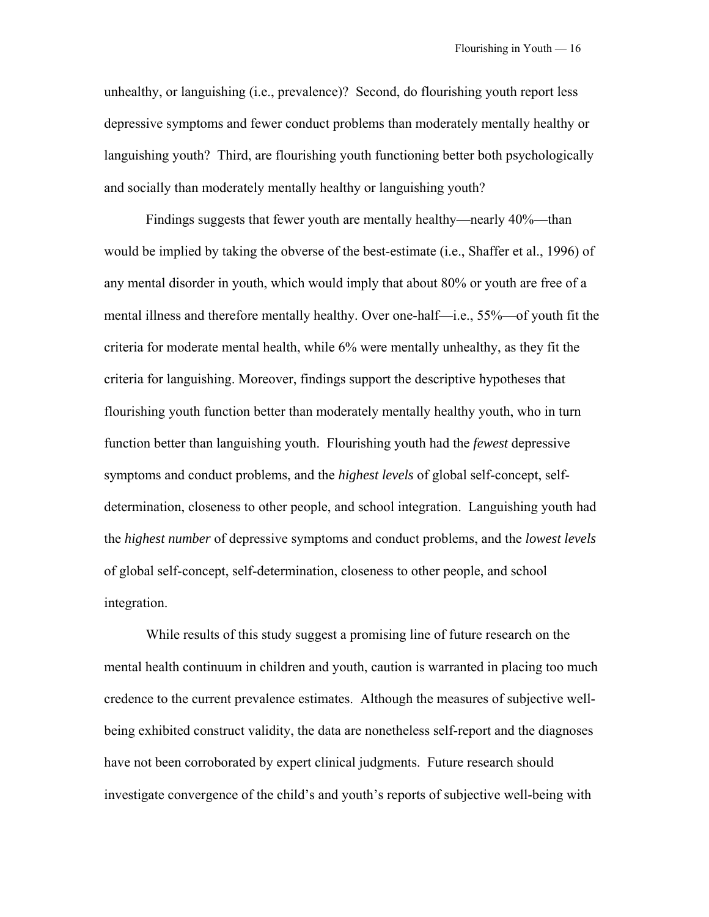unhealthy, or languishing (i.e., prevalence)? Second, do flourishing youth report less depressive symptoms and fewer conduct problems than moderately mentally healthy or languishing youth? Third, are flourishing youth functioning better both psychologically and socially than moderately mentally healthy or languishing youth?

Findings suggests that fewer youth are mentally healthy—nearly 40%—than would be implied by taking the obverse of the best-estimate (i.e., Shaffer et al., 1996) of any mental disorder in youth, which would imply that about 80% or youth are free of a mental illness and therefore mentally healthy. Over one-half—i.e., 55%—of youth fit the criteria for moderate mental health, while 6% were mentally unhealthy, as they fit the criteria for languishing. Moreover, findings support the descriptive hypotheses that flourishing youth function better than moderately mentally healthy youth, who in turn function better than languishing youth. Flourishing youth had the *fewest* depressive symptoms and conduct problems, and the *highest levels* of global self-concept, self-determination, closeness to other people, and school integration. Languishing youth had the *highest number* of depressive symptoms and conduct problems, and the *lowest levels* of global self-concept, self-determination, closeness to other people, and school integration.

While results of this study suggest a promising line of future research on the mental health continuum in children and youth, caution is warranted in placing too much credence to the current prevalence estimates. Although the measures of subjective well-being exhibited construct validity, the data are nonetheless self-report and the diagnoses have not been corroborated by expert clinical judgments. Future research should investigate convergence of the child's and youth's reports of subjective well-being with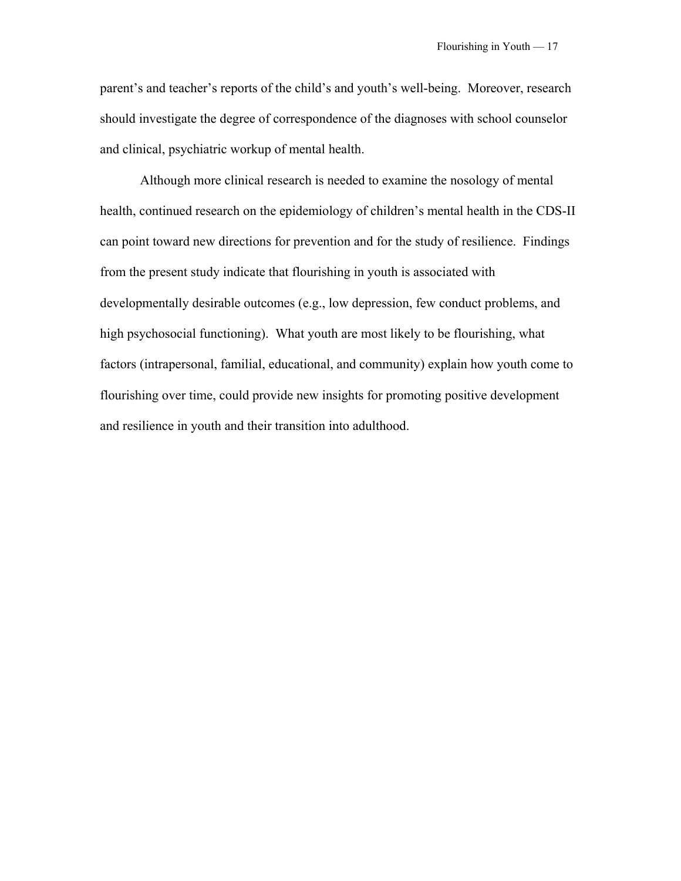parent's and teacher's reports of the child's and youth's well-being. Moreover, research should investigate the degree of correspondence of the diagnoses with school counselor and clinical, psychiatric workup of mental health.

Although more clinical research is needed to examine the nosology of mental health, continued research on the epidemiology of children's mental health in the CDS-II can point toward new directions for prevention and for the study of resilience. Findings from the present study indicate that flourishing in youth is associated with developmentally desirable outcomes (e.g., low depression, few conduct problems, and high psychosocial functioning). What youth are most likely to be flourishing, what factors (intrapersonal, familial, educational, and community) explain how youth come to flourishing over time, could provide new insights for promoting positive development and resilience in youth and their transition into adulthood.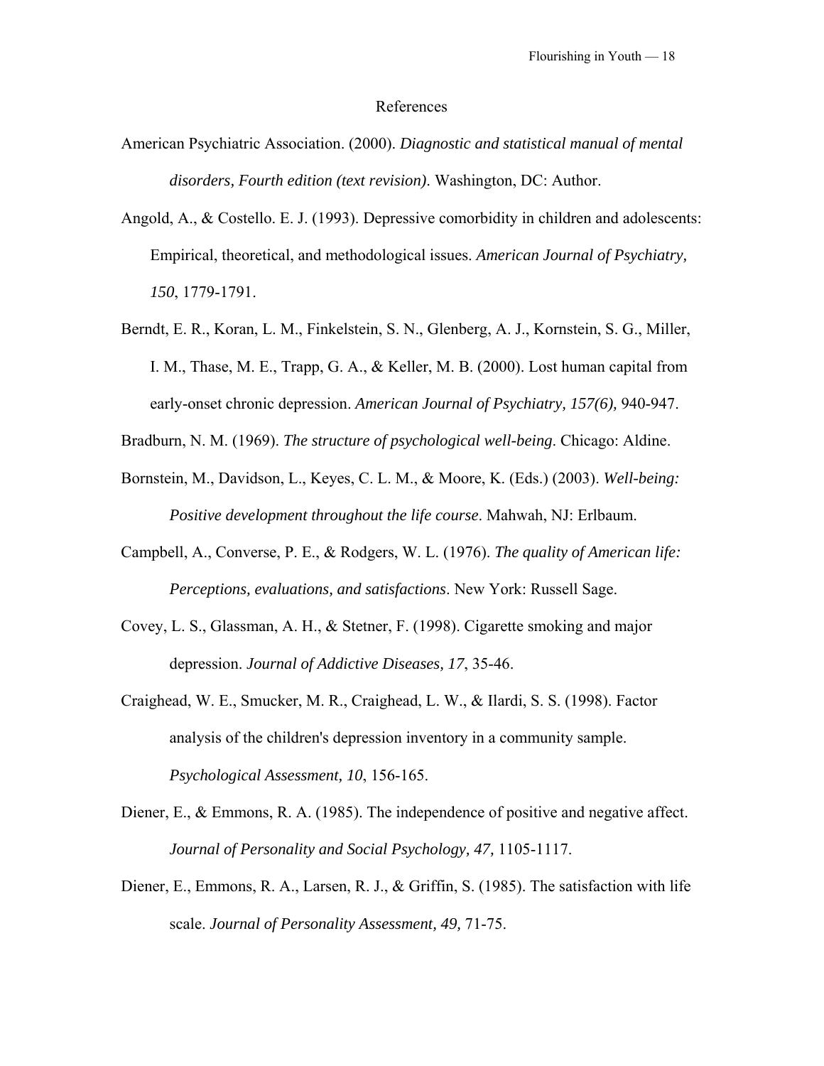# References

American Psychiatric Association. (2000). *Diagnostic and statistical manual of mental disorders, Fourth edition (text revision)*. Washington, DC: Author.

Angold, A., & Costello. E. J. (1993). Depressive comorbidity in children and adolescents: Empirical, theoretical, and methodological issues. *American Journal of Psychiatry, 150*, 1779-1791.

Berndt, E. R., Koran, L. M., Finkelstein, S. N., Glenberg, A. J., Kornstein, S. G., Miller, I. M., Thase, M. E., Trapp, G. A., & Keller, M. B. (2000). Lost human capital from early-onset chronic depression. *American Journal of Psychiatry, 157(6),* 940-947.

Bradburn, N. M. (1969). *The structure of psychological well-being*. Chicago: Aldine.

Bornstein, M., Davidson, L., Keyes, C. L. M., & Moore, K. (Eds.) (2003). *Well-being: Positive development throughout the life course*. Mahwah, NJ: Erlbaum.

Campbell, A., Converse, P. E., & Rodgers, W. L. (1976). *The quality of American life: Perceptions, evaluations, and satisfactions*. New York: Russell Sage.

Covey, L. S., Glassman, A. H., & Stetner, F. (1998). Cigarette smoking and major depression. *Journal of Addictive Diseases, 17*, 35-46.

Craighead, W. E., Smucker, M. R., Craighead, L. W., & Ilardi, S. S. (1998). Factor analysis of the children's depression inventory in a community sample. *Psychological Assessment, 10*, 156-165.

Diener, E., & Emmons, R. A. (1985). The independence of positive and negative affect. *Journal of Personality and Social Psychology, 47,* 1105-1117.

Diener, E., Emmons, R. A., Larsen, R. J., & Griffin, S. (1985). The satisfaction with life scale. *Journal of Personality Assessment, 49,* 71-75.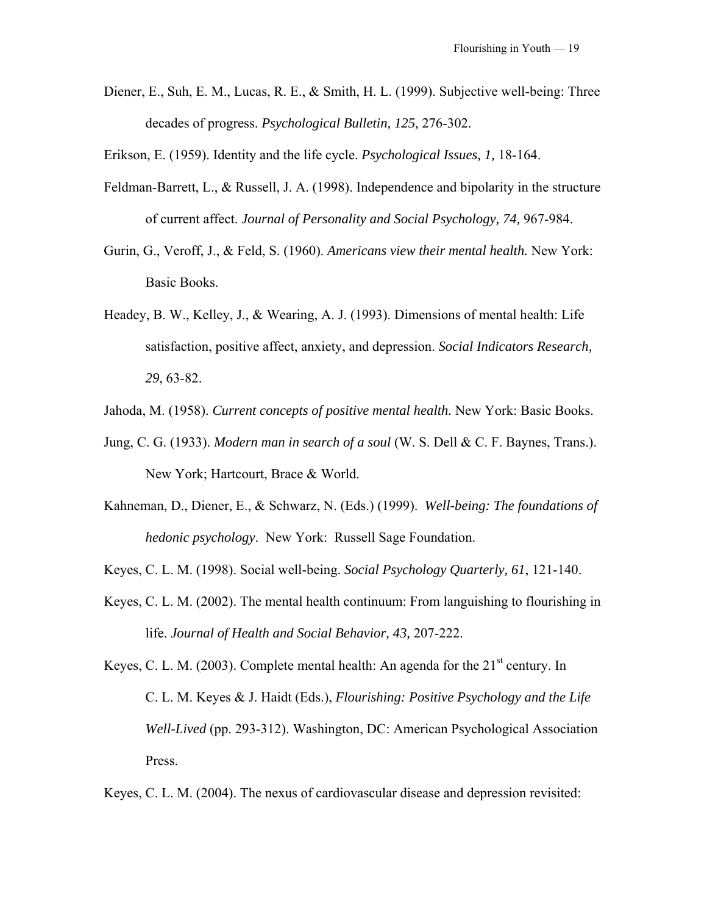Diener, E., Suh, E. M., Lucas, R. E., & Smith, H. L. (1999). Subjective well-being: Three decades of progress. *Psychological Bulletin, 125,* 276-302.

Erikson, E. (1959). Identity and the life cycle. *Psychological Issues, 1,* 18-164.

Feldman-Barrett, L., & Russell, J. A. (1998). Independence and bipolarity in the structure of current affect. *Journal of Personality and Social Psychology, 74,* 967-984.

Gurin, G., Veroff, J., & Feld, S. (1960). *Americans view their mental health.* New York: Basic Books.

Headey, B. W., Kelley, J., & Wearing, A. J. (1993). Dimensions of mental health: Life satisfaction, positive affect, anxiety, and depression. *Social Indicators Research, 29*, 63-82.

Jahoda, M. (1958). *Current concepts of positive mental health.* New York: Basic Books.

Jung, C. G. (1933). *Modern man in search of a soul* (W. S. Dell & C. F. Baynes, Trans.). New York; Hartcourt, Brace & World.

Kahneman, D., Diener, E., & Schwarz, N. (Eds.) (1999). *Well-being: The foundations of hedonic psychology*. New York: Russell Sage Foundation.

Keyes, C. L. M. (1998). Social well-being. *Social Psychology Quarterly, 61*, 121-140.

Keyes, C. L. M. (2002). The mental health continuum: From languishing to flourishing in life. *Journal of Health and Social Behavior, 43,* 207-222.

Keyes, C. L. M. (2003). Complete mental health: An agenda for the 21st century. In C. L. M. Keyes & J. Haidt (Eds.), *Flourishing: Positive Psychology and the Life Well-Lived* (pp. 293-312). Washington, DC: American Psychological Association Press.

Keyes, C. L. M. (2004). The nexus of cardiovascular disease and depression revisited: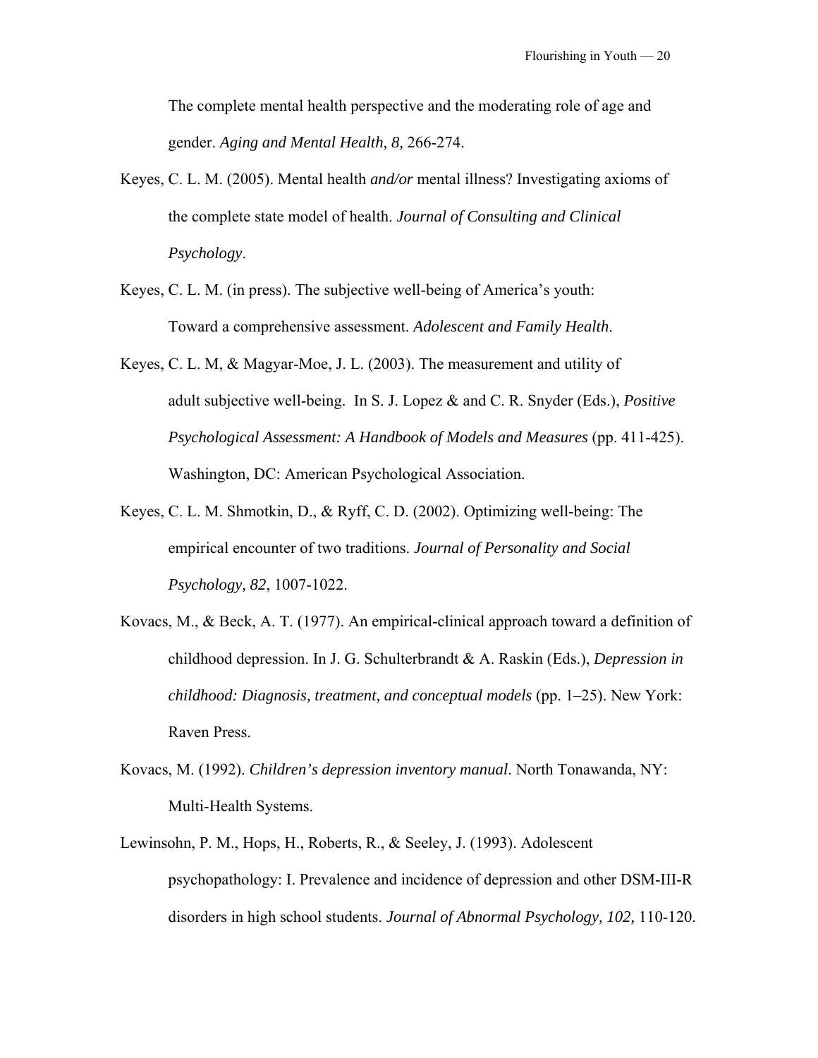The complete mental health perspective and the moderating role of age and gender. *Aging and Mental Health, 8,* 266-274.

Keyes, C. L. M. (2005). Mental health *and/or* mental illness? Investigating axioms of the complete state model of health. *Journal of Consulting and Clinical Psychology*.

Keyes, C. L. M. (in press). The subjective well-being of America's youth: Toward a comprehensive assessment. *Adolescent and Family Health*.

Keyes, C. L. M, & Magyar-Moe, J. L. (2003). The measurement and utility of adult subjective well-being. In S. J. Lopez & and C. R. Snyder (Eds.), *Positive Psychological Assessment: A Handbook of Models and Measures* (pp. 411-425). Washington, DC: American Psychological Association.

Keyes, C. L. M. Shmotkin, D., & Ryff, C. D. (2002). Optimizing well-being: The empirical encounter of two traditions. *Journal of Personality and Social Psychology, 82*, 1007-1022.

Kovacs, M., & Beck, A. T. (1977). An empirical-clinical approach toward a definition of childhood depression. In J. G. Schulterbrandt & A. Raskin (Eds.), *Depression in childhood: Diagnosis, treatment, and conceptual models* (pp. 1–25). New York: Raven Press.

Kovacs, M. (1992). *Children's depression inventory manual*. North Tonawanda, NY: Multi-Health Systems.

Lewinsohn, P. M., Hops, H., Roberts, R., & Seeley, J. (1993). Adolescent psychopathology: I. Prevalence and incidence of depression and other DSM-III-R disorders in high school students. *Journal of Abnormal Psychology, 102,* 110-120.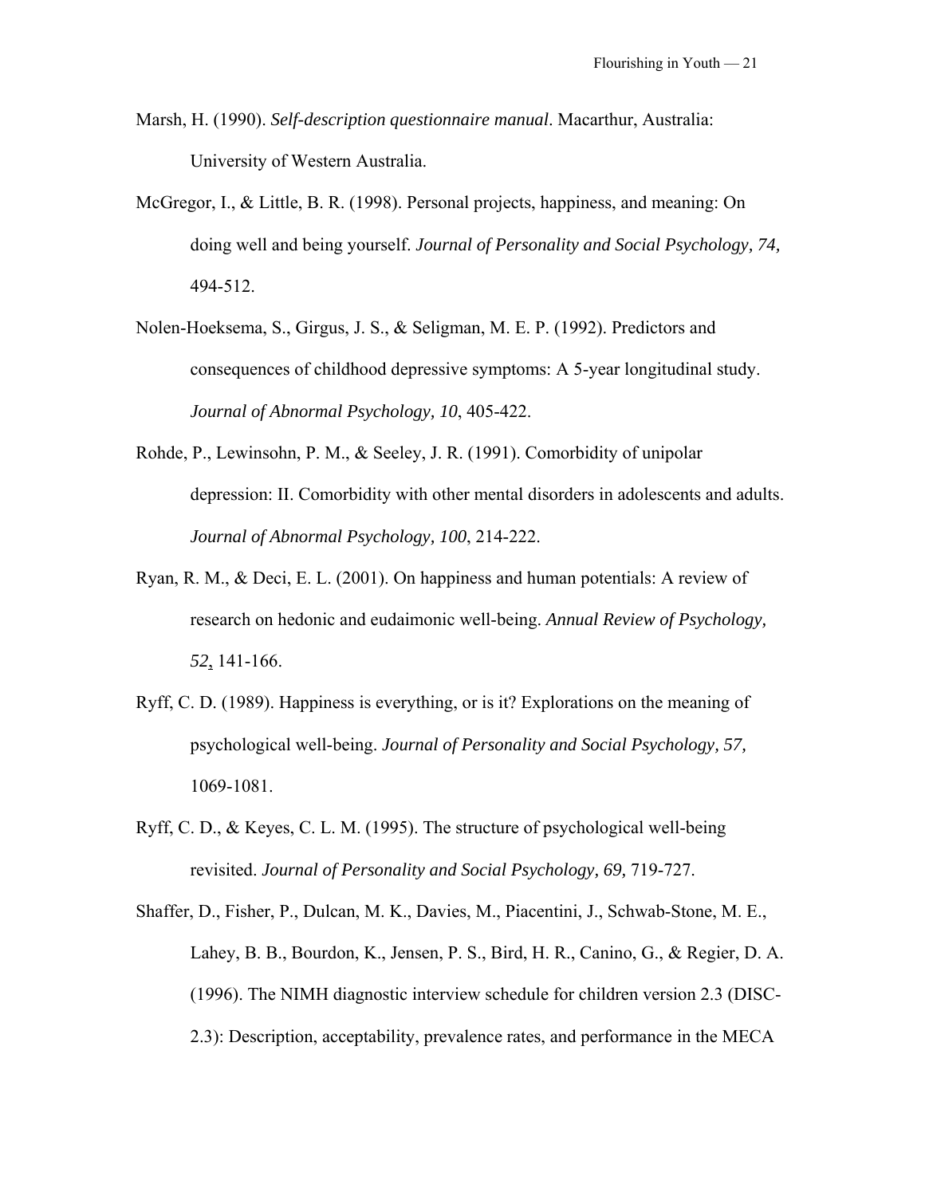Marsh, H. (1990). *Self-description questionnaire manual*. Macarthur, Australia: University of Western Australia.

McGregor, I., & Little, B. R. (1998). Personal projects, happiness, and meaning: On doing well and being yourself. *Journal of Personality and Social Psychology, 74,* 494-512.

Nolen-Hoeksema, S., Girgus, J. S., & Seligman, M. E. P. (1992). Predictors and consequences of childhood depressive symptoms: A 5-year longitudinal study. *Journal of Abnormal Psychology, 10*, 405-422.

Rohde, P., Lewinsohn, P. M., & Seeley, J. R. (1991). Comorbidity of unipolar depression: II. Comorbidity with other mental disorders in adolescents and adults. *Journal of Abnormal Psychology, 100*, 214-222.

Ryan, R. M., & Deci, E. L. (2001). On happiness and human potentials: A review of research on hedonic and eudaimonic well-being. *Annual Review of Psychology, 52*, 141-166.

Ryff, C. D. (1989). Happiness is everything, or is it? Explorations on the meaning of psychological well-being. *Journal of Personality and Social Psychology, 57,* 1069-1081.

Ryff, C. D., & Keyes, C. L. M. (1995). The structure of psychological well-being revisited. *Journal of Personality and Social Psychology, 69,* 719-727.

Shaffer, D., Fisher, P., Dulcan, M. K., Davies, M., Piacentini, J., Schwab-Stone, M. E., Lahey, B. B., Bourdon, K., Jensen, P. S., Bird, H. R., Canino, G., & Regier, D. A. (1996). The NIMH diagnostic interview schedule for children version 2.3 (DISC-2.3): Description, acceptability, prevalence rates, and performance in the MECA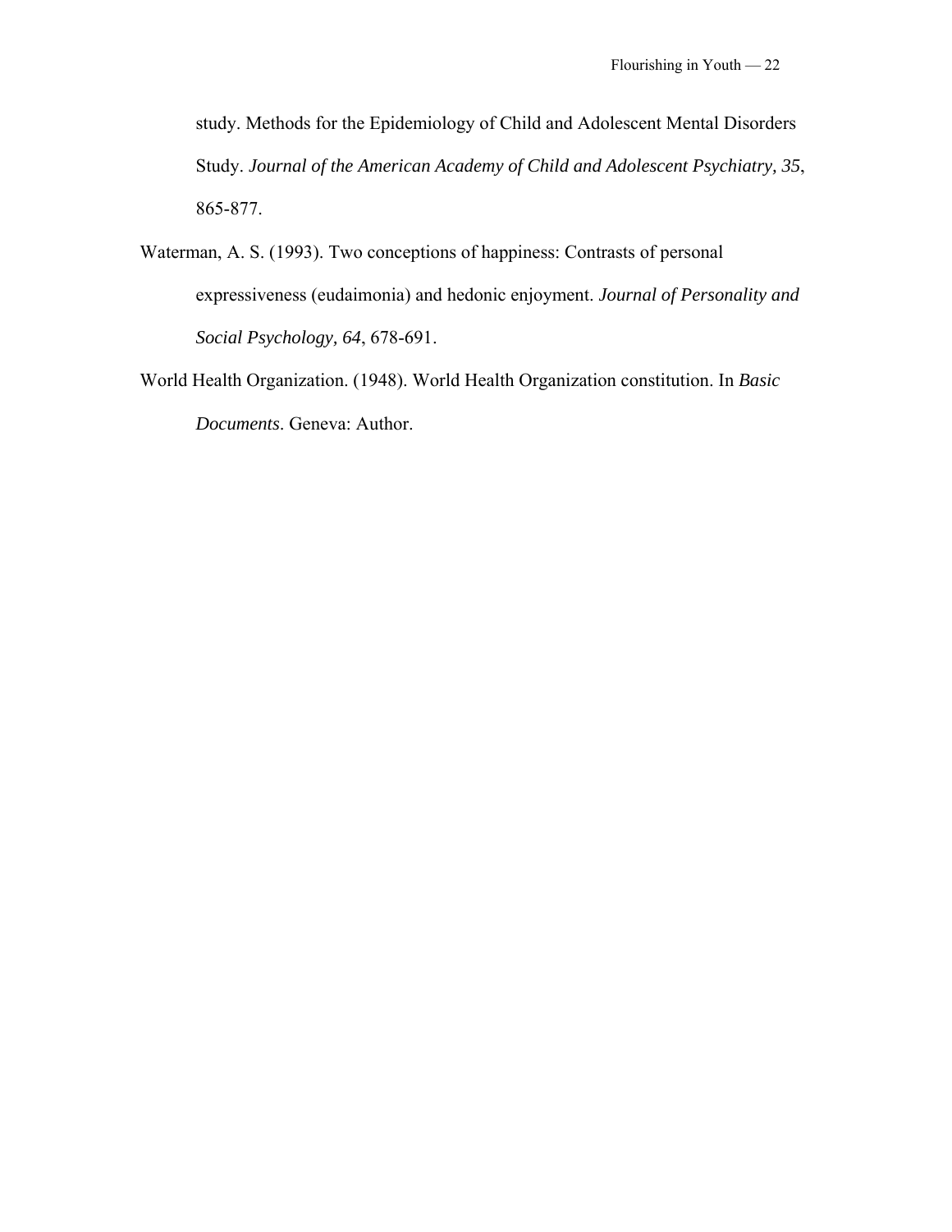study. Methods for the Epidemiology of Child and Adolescent Mental Disorders Study. *Journal of the American Academy of Child and Adolescent Psychiatry, 35*, 865-877.

Waterman, A. S. (1993). Two conceptions of happiness: Contrasts of personal expressiveness (eudaimonia) and hedonic enjoyment. *Journal of Personality and Social Psychology, 64*, 678-691.

World Health Organization. (1948). World Health Organization constitution. In *Basic Documents*. Geneva: Author.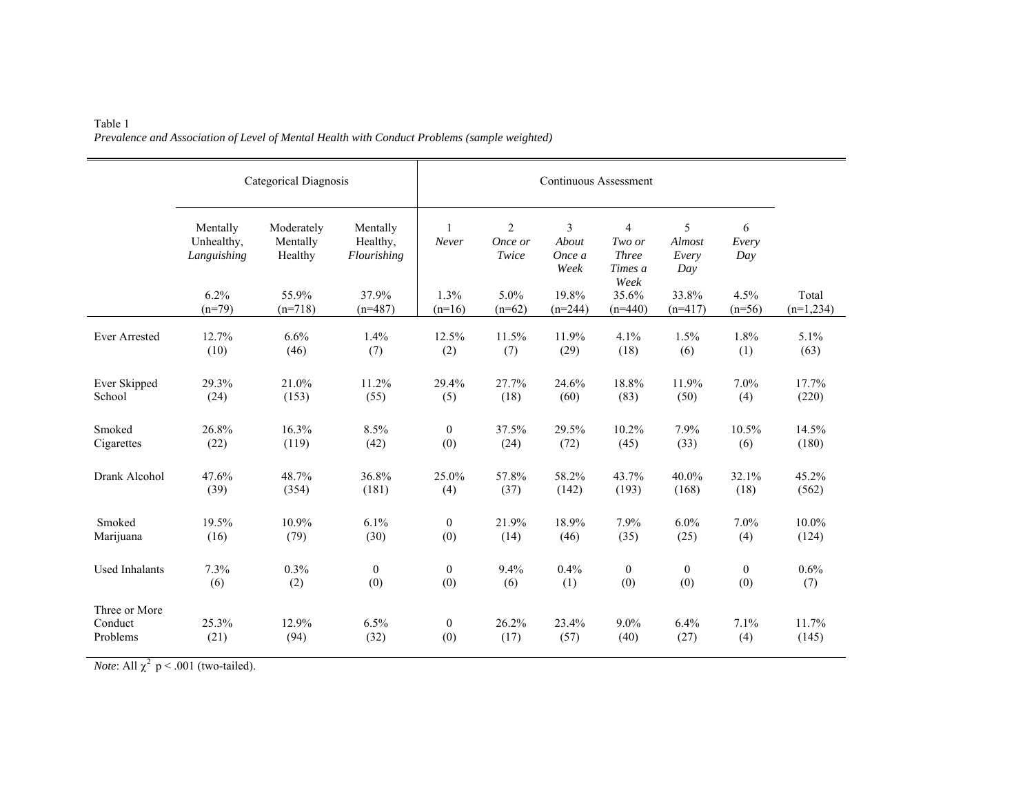Table 1

*Prevalence and Association of Level of Mental Health with Conduct Problems (sample weighted)*

| | Categorical Diagnosis | | | Continuous Assessment | | | | | | |
|---|---|---|---|---|---|---|---|---|---|---|
| | Mentally Unhealthy, *Languishing* | Moderately Mentally Healthy | Mentally Healthy, *Flourishing* | 1 *Never* | 2 *Once or Twice* | 3 *About Once a Week* | 4 *Two or Three Times a Week* | 5 *Almost Every Day* | 6 *Every Day* | |
| | 6.2% (n=79) | 55.9% (n=718) | 37.9% (n=487) | 1.3% (n=16) | 5.0% (n=62) | 19.8% (n=244) | 35.6% (n=440) | 33.8% (n=417) | 4.5% (n=56) | Total (n=1,234) |
| Ever Arrested | 12.7% (10) | 6.6% (46) | 1.4% (7) | 12.5% (2) | 11.5% (7) | 11.9% (29) | 4.1% (18) | 1.5% (6) | 1.8% (1) | 5.1% (63) |
| Ever Skipped School | 29.3% (24) | 21.0% (153) | 11.2% (55) | 29.4% (5) | 27.7% (18) | 24.6% (60) | 18.8% (83) | 11.9% (50) | 7.0% (4) | 17.7% (220) |
| Smoked Cigarettes | 26.8% (22) | 16.3% (119) | 8.5% (42) | 0 (0) | 37.5% (24) | 29.5% (72) | 10.2% (45) | 7.9% (33) | 10.5% (6) | 14.5% (180) |
| Drank Alcohol | 47.6% (39) | 48.7% (354) | 36.8% (181) | 25.0% (4) | 57.8% (37) | 58.2% (142) | 43.7% (193) | 40.0% (168) | 32.1% (18) | 45.2% (562) |
| Smoked Marijuana | 19.5% (16) | 10.9% (79) | 6.1% (30) | 0 (0) | 21.9% (14) | 18.9% (46) | 7.9% (35) | 6.0% (25) | 7.0% (4) | 10.0% (124) |
| Used Inhalants | 7.3% (6) | 0.3% (2) | 0 (0) | 0 (0) | 9.4% (6) | 0.4% (1) | 0 (0) | 0 (0) | 0 (0) | 0.6% (7) |
| Three or More Conduct Problems | 25.3% (21) | 12.9% (94) | 6.5% (32) | 0 (0) | 26.2% (17) | 23.4% (57) | 9.0% (40) | 6.4% (27) | 7.1% (4) | 11.7% (145) |

*Note*: All $\chi^2$ $p < .001$ (two-tailed).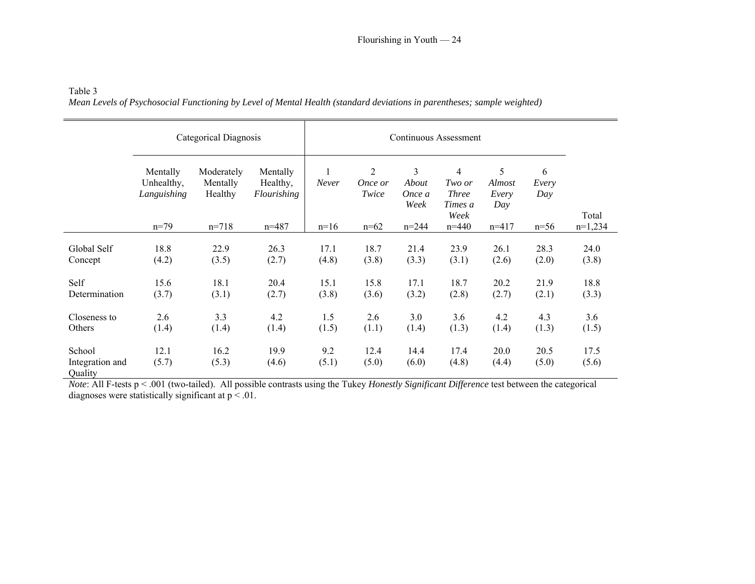Table 3

*Mean Levels of Psychosocial Functioning by Level of Mental Health (standard deviations in parentheses; sample weighted)*

| | Categorical Diagnosis | | | Continuous Assessment | | | | | | |
|---|---|---|---|---|---|---|---|---|---|---|
| | Mentally Unhealthy, *Languishing* | Moderately Mentally Healthy | Mentally Healthy, *Flourishing* | 1 *Never* | 2 *Once or Twice* | 3 *About Once a Week* | 4 *Two or Three Times a Week* | 5 *Almost Every Day* | 6 *Every Day* | Total |
| | n=79 | n=718 | n=487 | n=16 | n=62 | n=244 | n=440 | n=417 | n=56 | n=1,234 |
| Global Self Concept | 18.8 (4.2) | 22.9 (3.5) | 26.3 (2.7) | 17.1 (4.8) | 18.7 (3.8) | 21.4 (3.3) | 23.9 (3.1) | 26.1 (2.6) | 28.3 (2.0) | 24.0 (3.8) |
| Self Determination | 15.6 (3.7) | 18.1 (3.1) | 20.4 (2.7) | 15.1 (3.8) | 15.8 (3.6) | 17.1 (3.2) | 18.7 (2.8) | 20.2 (2.7) | 21.9 (2.1) | 18.8 (3.3) |
| Closeness to Others | 2.6 (1.4) | 3.3 (1.4) | 4.2 (1.4) | 1.5 (1.5) | 2.6 (1.1) | 3.0 (1.4) | 3.6 (1.3) | 4.2 (1.4) | 4.3 (1.3) | 3.6 (1.5) |
| School Integration and Quality | 12.1 (5.7) | 16.2 (5.3) | 19.9 (4.6) | 9.2 (5.1) | 12.4 (5.0) | 14.4 (6.0) | 17.4 (4.8) | 20.0 (4.4) | 20.5 (5.0) | 17.5 (5.6) |

*Note*: All F-tests $p < .001$ (two-tailed). All possible contrasts using the Tukey *Honestly Significant Difference* test between the categorical diagnoses were statistically significant at $p < .01$.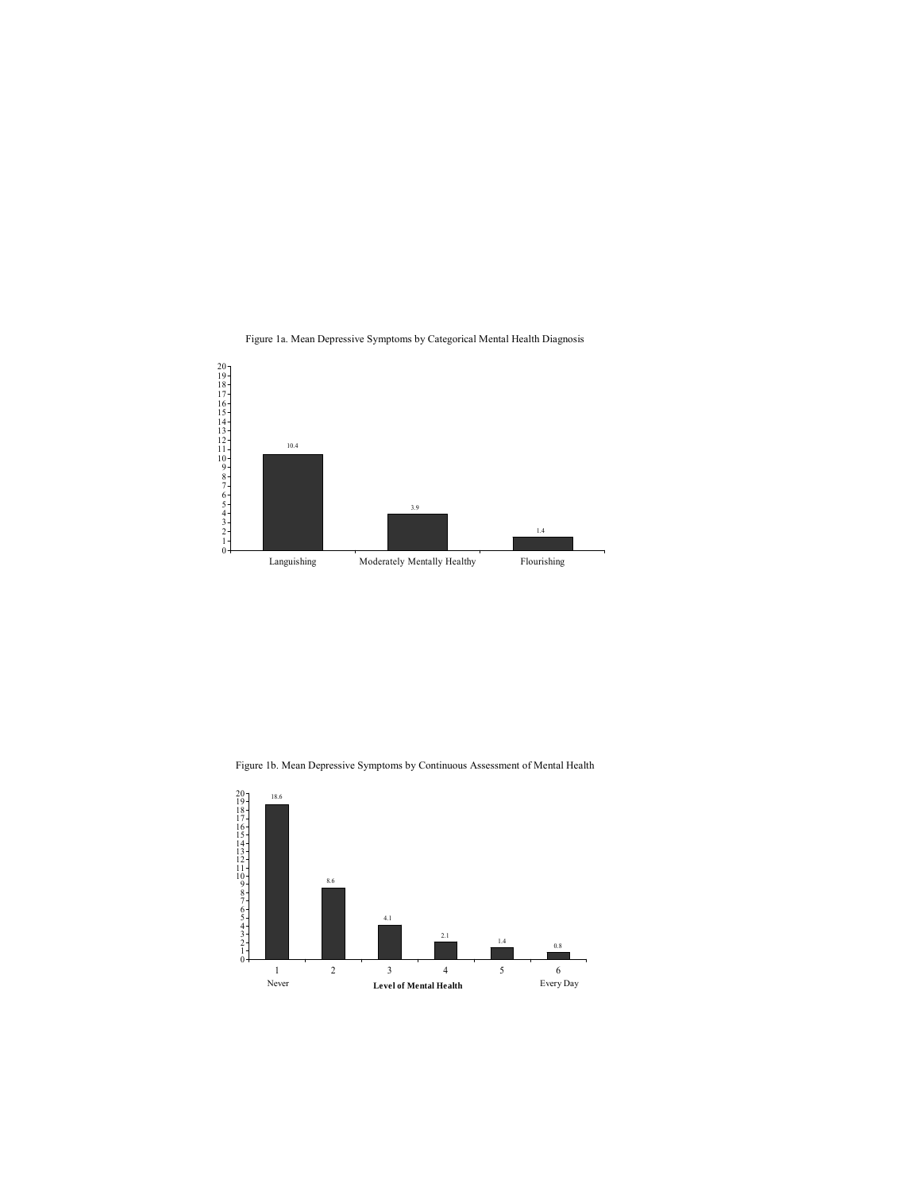Figure 1a. Mean Depressive Symptoms by Categorical Mental Health Diagnosis

20
19
18
17
16
15
14
13
12
11
10
9
8
7
6
5
4
3
2
1
0

10.4
3.9
1.4

Languishing
Moderately Mentally Healthy
Flourishing

Figure 1b. Mean Depressive Symptoms by Continuous Assessment of Mental Health

20
19
18
17
16
15
14
13
12
11
10
9
8
7
6
5
4
3
2
1
0

18.6
8.6
4.1
2.1
1.4
0.8

1
Never
2
3
4
5
6
Every Day

**Level of Mental Health**